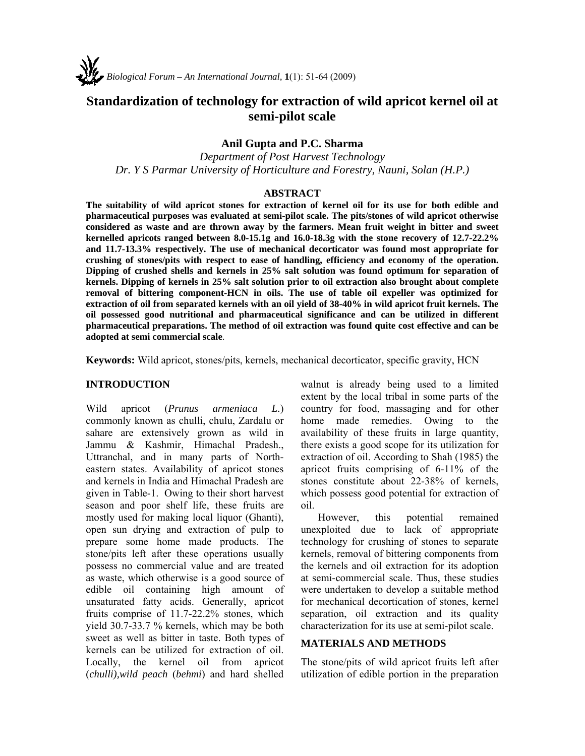# Standardization of technology for extraction of wild apricot kernel oil at semi-pilot scale

**Anil Gupta and P.C. Sharma**

*Department of Post Harvest Technology*
*Dr. Y S Parmar University of Horticulture and Forestry, Nauni, Solan (H.P.)*

## ABSTRACT

**The suitability of wild apricot stones for extraction of kernel oil for its use for both edible and pharmaceutical purposes was evaluated at semi-pilot scale. The pits/stones of wild apricot otherwise considered as waste and are thrown away by the farmers. Mean fruit weight in bitter and sweet kernelled apricots ranged between 8.0-15.1g and 16.0-18.3g with the stone recovery of 12.7-22.2% and 11.7-13.3% respectively. The use of mechanical decorticator was found most appropriate for crushing of stones/pits with respect to ease of handling, efficiency and economy of the operation. Dipping of crushed shells and kernels in 25% salt solution was found optimum for separation of kernels. Dipping of kernels in 25% salt solution prior to oil extraction also brought about complete removal of bittering component-HCN in oils. The use of table oil expeller was optimized for extraction of oil from separated kernels with an oil yield of 38-40% in wild apricot fruit kernels. The oil possessed good nutritional and pharmaceutical significance and can be utilized in different pharmaceutical preparations. The method of oil extraction was found quite cost effective and can be adopted at semi commercial scale**.

**Keywords:** Wild apricot, stones/pits, kernels, mechanical decorticator, specific gravity, HCN

## INTRODUCTION

Wild apricot (*Prunus armeniaca L.*) commonly known as chulli, chulu, Zardalu or sahare are extensively grown as wild in Jammu & Kashmir, Himachal Pradesh., Uttranchal, and in many parts of North-eastern states. Availability of apricot stones and kernels in India and Himachal Pradesh are given in Table-1. Owing to their short harvest season and poor shelf life, these fruits are mostly used for making local liquor (Ghanti), open sun drying and extraction of pulp to prepare some home made products. The stone/pits left after these operations usually possess no commercial value and are treated as waste, which otherwise is a good source of edible oil containing high amount of unsaturated fatty acids. Generally, apricot fruits comprise of 11.7-22.2% stones, which yield 30.7-33.7 % kernels, which may be both sweet as well as bitter in taste. Both types of kernels can be utilized for extraction of oil. Locally, the kernel oil from apricot (*chulli),wild peach* (*behmi*) and hard shelled walnut is already being used to a limited extent by the local tribal in some parts of the country for food, massaging and for other home made remedies. Owing to the availability of these fruits in large quantity, there exists a good scope for its utilization for extraction of oil. According to Shah (1985) the apricot fruits comprising of 6-11% of the stones constitute about 22-38% of kernels, which possess good potential for extraction of oil.

However, this potential remained unexploited due to lack of appropriate technology for crushing of stones to separate kernels, removal of bittering components from the kernels and oil extraction for its adoption at semi-commercial scale. Thus, these studies were undertaken to develop a suitable method for mechanical decortication of stones, kernel separation, oil extraction and its quality characterization for its use at semi-pilot scale.

## MATERIALS AND METHODS

The stone/pits of wild apricot fruits left after utilization of edible portion in the preparation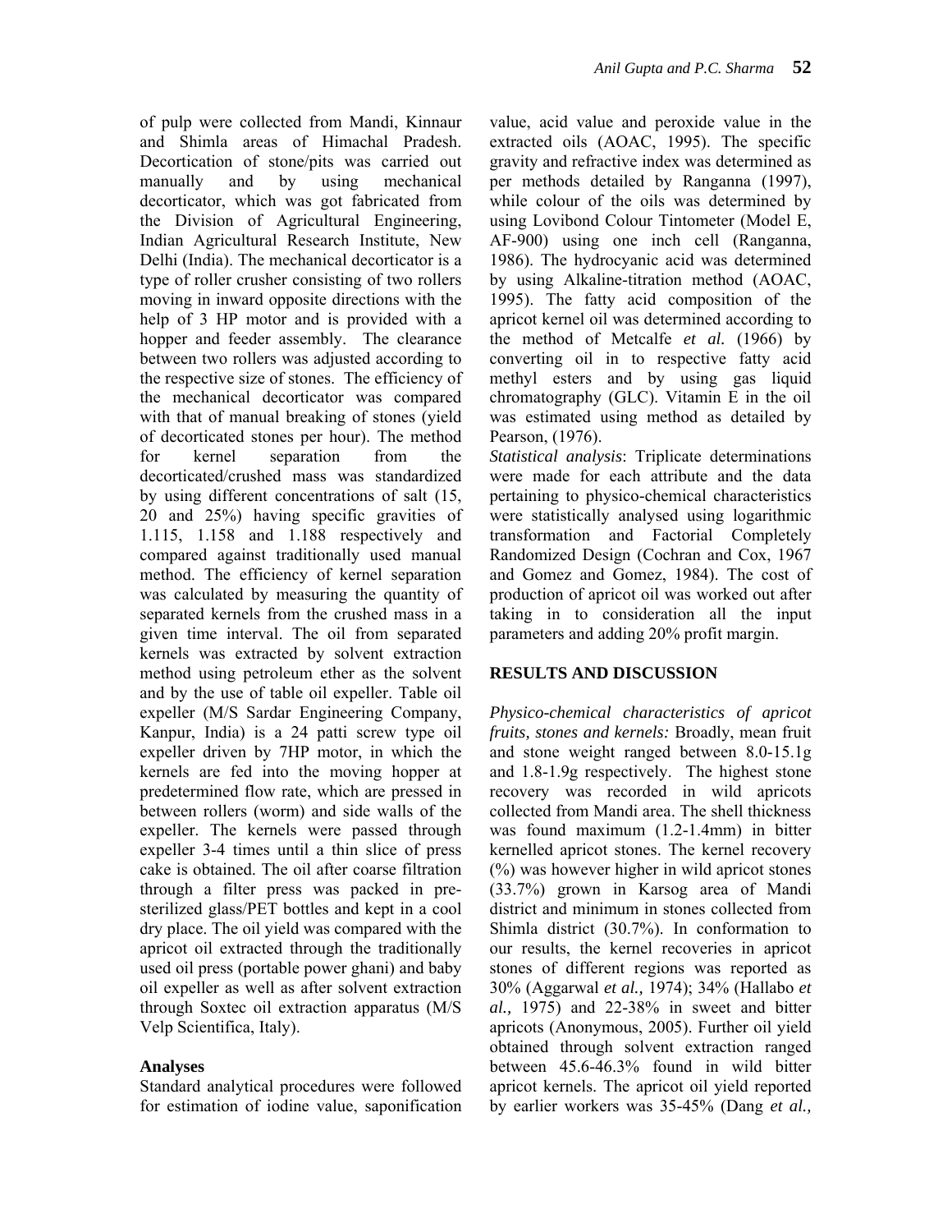of pulp were collected from Mandi, Kinnaur and Shimla areas of Himachal Pradesh. Decortication of stone/pits was carried out manually and by using mechanical decorticator, which was got fabricated from the Division of Agricultural Engineering, Indian Agricultural Research Institute, New Delhi (India). The mechanical decorticator is a type of roller crusher consisting of two rollers moving in inward opposite directions with the help of 3 HP motor and is provided with a hopper and feeder assembly. The clearance between two rollers was adjusted according to the respective size of stones. The efficiency of the mechanical decorticator was compared with that of manual breaking of stones (yield of decorticated stones per hour). The method for kernel separation from the decorticated/crushed mass was standardized by using different concentrations of salt (15, 20 and 25%) having specific gravities of 1.115, 1.158 and 1.188 respectively and compared against traditionally used manual method. The efficiency of kernel separation was calculated by measuring the quantity of separated kernels from the crushed mass in a given time interval. The oil from separated kernels was extracted by solvent extraction method using petroleum ether as the solvent and by the use of table oil expeller. Table oil expeller (M/S Sardar Engineering Company, Kanpur, India) is a 24 patti screw type oil expeller driven by 7HP motor, in which the kernels are fed into the moving hopper at predetermined flow rate, which are pressed in between rollers (worm) and side walls of the expeller. The kernels were passed through expeller 3-4 times until a thin slice of press cake is obtained. The oil after coarse filtration through a filter press was packed in pre-sterilized glass/PET bottles and kept in a cool dry place. The oil yield was compared with the apricot oil extracted through the traditionally used oil press (portable power ghani) and baby oil expeller as well as after solvent extraction through Soxtec oil extraction apparatus (M/S Velp Scientifica, Italy).

### Analyses

Standard analytical procedures were followed for estimation of iodine value, saponification value, acid value and peroxide value in the extracted oils (AOAC, 1995). The specific gravity and refractive index was determined as per methods detailed by Ranganna (1997), while colour of the oils was determined by using Lovibond Colour Tintometer (Model E, AF-900) using one inch cell (Ranganna, 1986). The hydrocyanic acid was determined by using Alkaline-titration method (AOAC, 1995). The fatty acid composition of the apricot kernel oil was determined according to the method of Metcalfe *et al.* (1966) by converting oil in to respective fatty acid methyl esters and by using gas liquid chromatography (GLC). Vitamin E in the oil was estimated using method as detailed by Pearson, (1976).

*Statistical analysis*: Triplicate determinations were made for each attribute and the data pertaining to physico-chemical characteristics were statistically analysed using logarithmic transformation and Factorial Completely Randomized Design (Cochran and Cox, 1967 and Gomez and Gomez, 1984). The cost of production of apricot oil was worked out after taking in to consideration all the input parameters and adding 20% profit margin.

## RESULTS AND DISCUSSION

*Physico-chemical characteristics of apricot fruits, stones and kernels:* Broadly, mean fruit and stone weight ranged between 8.0-15.1g and 1.8-1.9g respectively. The highest stone recovery was recorded in wild apricots collected from Mandi area. The shell thickness was found maximum (1.2-1.4mm) in bitter kernelled apricot stones. The kernel recovery (%) was however higher in wild apricot stones (33.7%) grown in Karsog area of Mandi district and minimum in stones collected from Shimla district (30.7%). In conformation to our results, the kernel recoveries in apricot stones of different regions was reported as 30% (Aggarwal *et al.,* 1974); 34% (Hallabo *et al.,* 1975) and 22-38% in sweet and bitter apricots (Anonymous, 2005). Further oil yield obtained through solvent extraction ranged between 45.6-46.3% found in wild bitter apricot kernels. The apricot oil yield reported by earlier workers was 35-45% (Dang *et al.,*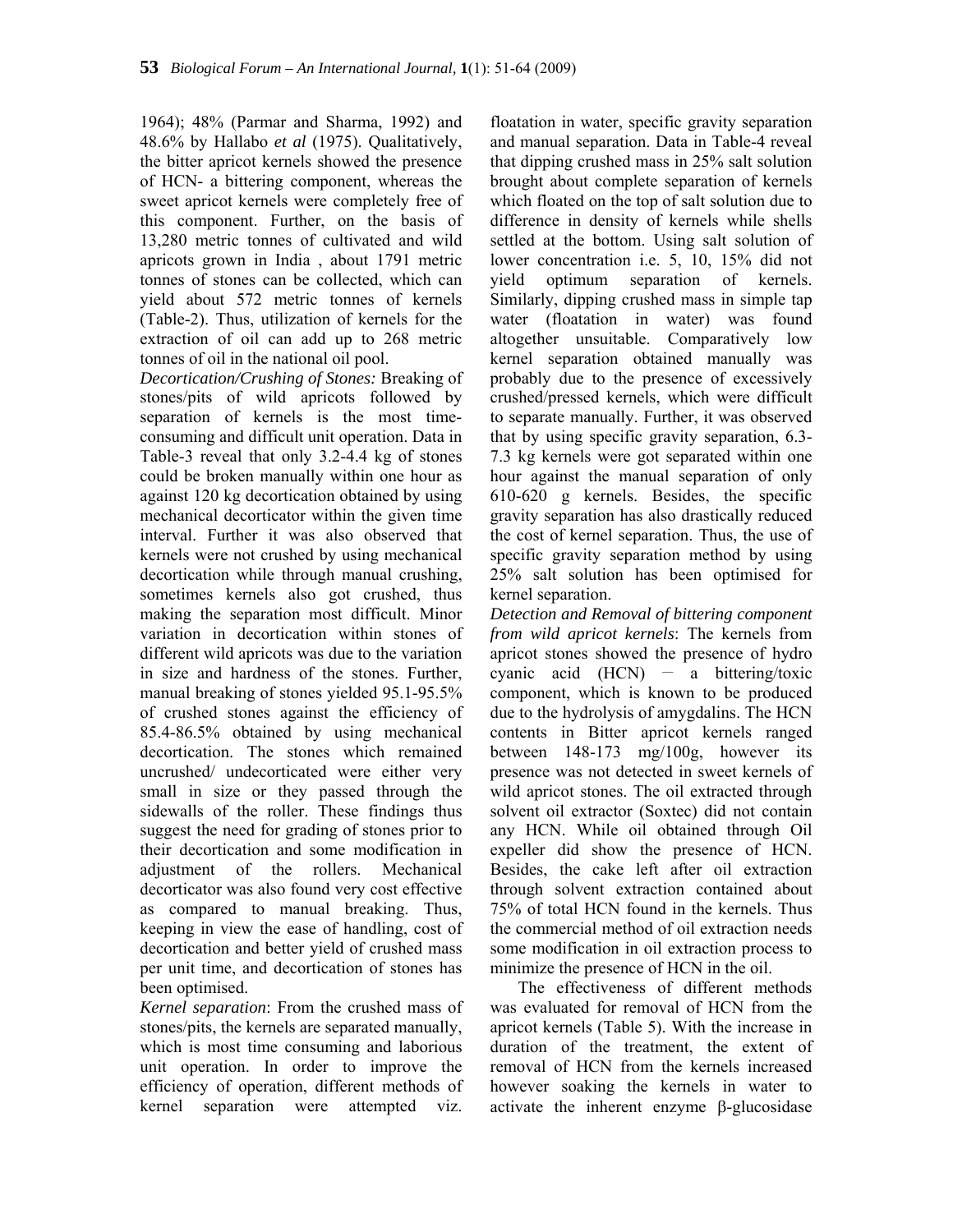1964); 48% (Parmar and Sharma, 1992) and 48.6% by Hallabo *et al* (1975). Qualitatively, the bitter apricot kernels showed the presence of HCN- a bittering component, whereas the sweet apricot kernels were completely free of this component. Further, on the basis of 13,280 metric tonnes of cultivated and wild apricots grown in India , about 1791 metric tonnes of stones can be collected, which can yield about 572 metric tonnes of kernels (Table-2). Thus, utilization of kernels for the extraction of oil can add up to 268 metric tonnes of oil in the national oil pool.

*Decortication/Crushing of Stones:* Breaking of stones/pits of wild apricots followed by separation of kernels is the most time-consuming and difficult unit operation. Data in Table-3 reveal that only 3.2-4.4 kg of stones could be broken manually within one hour as against 120 kg decortication obtained by using mechanical decorticator within the given time interval. Further it was also observed that kernels were not crushed by using mechanical decortication while through manual crushing, sometimes kernels also got crushed, thus making the separation most difficult. Minor variation in decortication within stones of different wild apricots was due to the variation in size and hardness of the stones. Further, manual breaking of stones yielded 95.1-95.5% of crushed stones against the efficiency of 85.4-86.5% obtained by using mechanical decortication. The stones which remained uncrushed/ undecorticated were either very small in size or they passed through the sidewalls of the roller. These findings thus suggest the need for grading of stones prior to their decortication and some modification in adjustment of the rollers. Mechanical decorticator was also found very cost effective as compared to manual breaking. Thus, keeping in view the ease of handling, cost of decortication and better yield of crushed mass per unit time, and decortication of stones has been optimised.

*Kernel separation*: From the crushed mass of stones/pits, the kernels are separated manually, which is most time consuming and laborious unit operation. In order to improve the efficiency of operation, different methods of kernel separation were attempted viz. floatation in water, specific gravity separation and manual separation. Data in Table-4 reveal that dipping crushed mass in 25% salt solution brought about complete separation of kernels which floated on the top of salt solution due to difference in density of kernels while shells settled at the bottom. Using salt solution of lower concentration i.e. 5, 10, 15% did not yield optimum separation of kernels. Similarly, dipping crushed mass in simple tap water (floatation in water) was found altogether unsuitable. Comparatively low kernel separation obtained manually was probably due to the presence of excessively crushed/pressed kernels, which were difficult to separate manually. Further, it was observed that by using specific gravity separation, 6.3-7.3 kg kernels were got separated within one hour against the manual separation of only 610-620 g kernels. Besides, the specific gravity separation has also drastically reduced the cost of kernel separation. Thus, the use of specific gravity separation method by using 25% salt solution has been optimised for kernel separation.

*Detection and Removal of bittering component from wild apricot kernels*: The kernels from apricot stones showed the presence of hydro cyanic acid (HCN) – a bittering/toxic component, which is known to be produced due to the hydrolysis of amygdalins. The HCN contents in Bitter apricot kernels ranged between 148-173 mg/100g, however its presence was not detected in sweet kernels of wild apricot stones. The oil extracted through solvent oil extractor (Soxtec) did not contain any HCN. While oil obtained through Oil expeller did show the presence of HCN. Besides, the cake left after oil extraction through solvent extraction contained about 75% of total HCN found in the kernels. Thus the commercial method of oil extraction needs some modification in oil extraction process to minimize the presence of HCN in the oil.

The effectiveness of different methods was evaluated for removal of HCN from the apricot kernels (Table 5). With the increase in duration of the treatment, the extent of removal of HCN from the kernels increased however soaking the kernels in water to activate the inherent enzyme β-glucosidase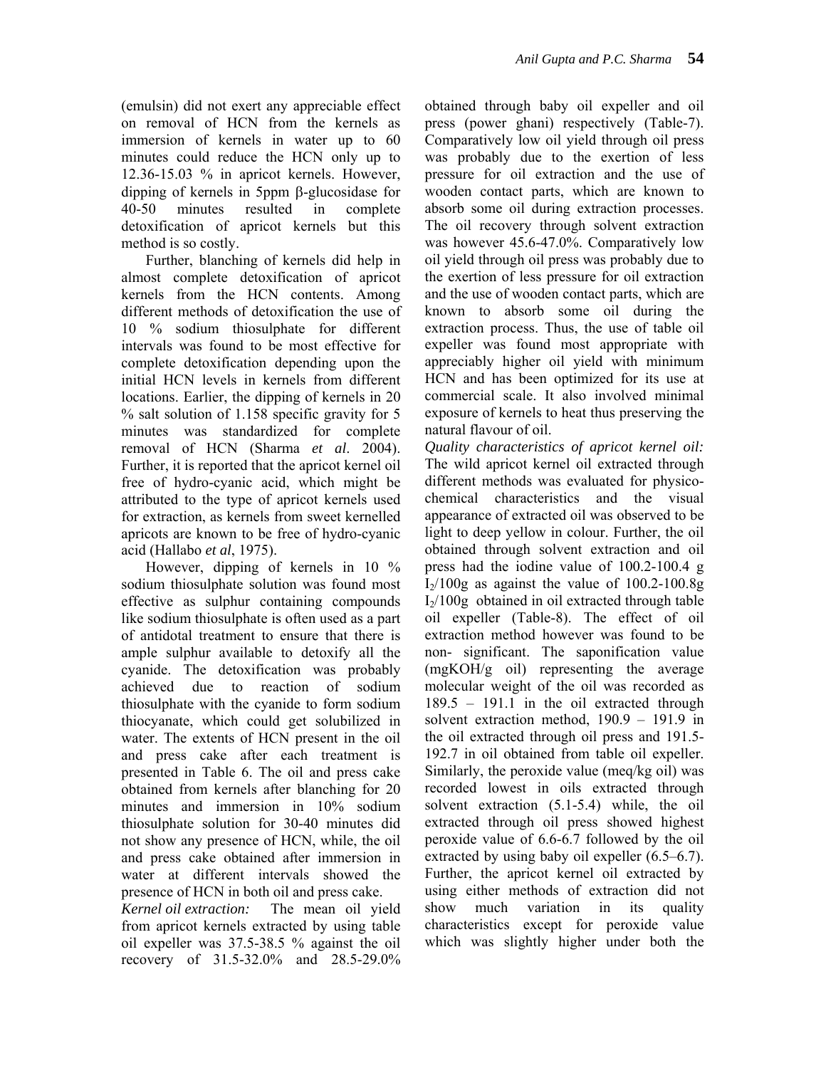(emulsin) did not exert any appreciable effect on removal of HCN from the kernels as immersion of kernels in water up to 60 minutes could reduce the HCN only up to 12.36-15.03 % in apricot kernels. However, dipping of kernels in 5ppm β-glucosidase for 40-50 minutes resulted in complete detoxification of apricot kernels but this method is so costly.

Further, blanching of kernels did help in almost complete detoxification of apricot kernels from the HCN contents. Among different methods of detoxification the use of 10 % sodium thiosulphate for different intervals was found to be most effective for complete detoxification depending upon the initial HCN levels in kernels from different locations. Earlier, the dipping of kernels in 20 % salt solution of 1.158 specific gravity for 5 minutes was standardized for complete removal of HCN (Sharma *et al*. 2004). Further, it is reported that the apricot kernel oil free of hydro-cyanic acid, which might be attributed to the type of apricot kernels used for extraction, as kernels from sweet kernelled apricots are known to be free of hydro-cyanic acid (Hallabo *et al*, 1975).

However, dipping of kernels in 10 % sodium thiosulphate solution was found most effective as sulphur containing compounds like sodium thiosulphate is often used as a part of antidotal treatment to ensure that there is ample sulphur available to detoxify all the cyanide. The detoxification was probably achieved due to reaction of sodium thiosulphate with the cyanide to form sodium thiocyanate, which could get solubilized in water. The extents of HCN present in the oil and press cake after each treatment is presented in Table 6. The oil and press cake obtained from kernels after blanching for 20 minutes and immersion in 10% sodium thiosulphate solution for 30-40 minutes did not show any presence of HCN, while, the oil and press cake obtained after immersion in water at different intervals showed the presence of HCN in both oil and press cake.

*Kernel oil extraction:* The mean oil yield from apricot kernels extracted by using table oil expeller was 37.5-38.5 % against the oil recovery of 31.5-32.0% and 28.5-29.0% obtained through baby oil expeller and oil press (power ghani) respectively (Table-7). Comparatively low oil yield through oil press was probably due to the exertion of less pressure for oil extraction and the use of wooden contact parts, which are known to absorb some oil during extraction processes. The oil recovery through solvent extraction was however 45.6-47.0%. Comparatively low oil yield through oil press was probably due to the exertion of less pressure for oil extraction and the use of wooden contact parts, which are known to absorb some oil during the extraction process. Thus, the use of table oil expeller was found most appropriate with appreciably higher oil yield with minimum HCN and has been optimized for its use at commercial scale. It also involved minimal exposure of kernels to heat thus preserving the natural flavour of oil.

*Quality characteristics of apricot kernel oil:* The wild apricot kernel oil extracted through different methods was evaluated for physico-chemical characteristics and the visual appearance of extracted oil was observed to be light to deep yellow in colour. Further, the oil obtained through solvent extraction and oil press had the iodine value of 100.2-100.4 g $I_2$/100g as against the value of 100.2-100.8g $I_2$/100g obtained in oil extracted through table oil expeller (Table-8). The effect of oil extraction method however was found to be non- significant. The saponification value (mgKOH/g oil) representing the average molecular weight of the oil was recorded as 189.5 – 191.1 in the oil extracted through solvent extraction method, 190.9 – 191.9 in the oil extracted through oil press and 191.5-192.7 in oil obtained from table oil expeller. Similarly, the peroxide value (meq/kg oil) was recorded lowest in oils extracted through solvent extraction (5.1-5.4) while, the oil extracted through oil press showed highest peroxide value of 6.6-6.7 followed by the oil extracted by using baby oil expeller (6.5–6.7). Further, the apricot kernel oil extracted by using either methods of extraction did not show much variation in its quality characteristics except for peroxide value which was slightly higher under both the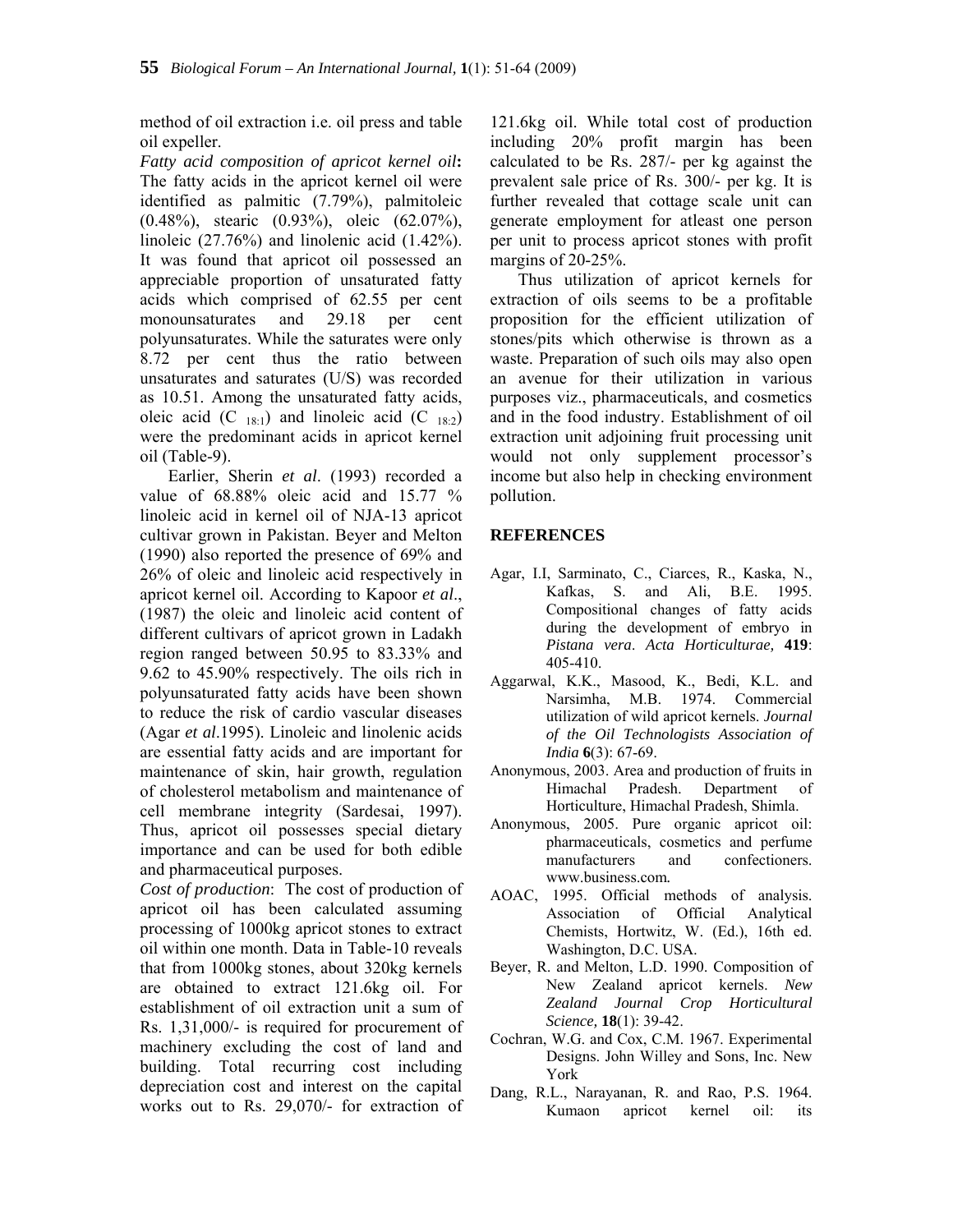method of oil extraction i.e. oil press and table oil expeller.

*Fatty acid composition of apricot kernel oil***:** The fatty acids in the apricot kernel oil were identified as palmitic (7.79%), palmitoleic (0.48%), stearic (0.93%), oleic (62.07%), linoleic (27.76%) and linolenic acid (1.42%). It was found that apricot oil possessed an appreciable proportion of unsaturated fatty acids which comprised of 62.55 per cent monounsaturates and 29.18 per cent polyunsaturates. While the saturates were only 8.72 per cent thus the ratio between unsaturates and saturates (U/S) was recorded as 10.51. Among the unsaturated fatty acids, oleic acid ($C_{18:1}$) and linoleic acid ($C_{18:2}$) were the predominant acids in apricot kernel oil (Table-9).

Earlier, Sherin *et al*. (1993) recorded a value of 68.88% oleic acid and 15.77 % linoleic acid in kernel oil of NJA-13 apricot cultivar grown in Pakistan. Beyer and Melton (1990) also reported the presence of 69% and 26% of oleic and linoleic acid respectively in apricot kernel oil. According to Kapoor *et al*., (1987) the oleic and linoleic acid content of different cultivars of apricot grown in Ladakh region ranged between 50.95 to 83.33% and 9.62 to 45.90% respectively. The oils rich in polyunsaturated fatty acids have been shown to reduce the risk of cardio vascular diseases (Agar *et al*.1995). Linoleic and linolenic acids are essential fatty acids and are important for maintenance of skin, hair growth, regulation of cholesterol metabolism and maintenance of cell membrane integrity (Sardesai, 1997). Thus, apricot oil possesses special dietary importance and can be used for both edible and pharmaceutical purposes.

*Cost of production*: The cost of production of apricot oil has been calculated assuming processing of 1000kg apricot stones to extract oil within one month. Data in Table-10 reveals that from 1000kg stones, about 320kg kernels are obtained to extract 121.6kg oil. For establishment of oil extraction unit a sum of Rs. 1,31,000/- is required for procurement of machinery excluding the cost of land and building. Total recurring cost including depreciation cost and interest on the capital works out to Rs. 29,070/- for extraction of 121.6kg oil. While total cost of production including 20% profit margin has been calculated to be Rs. 287/- per kg against the prevalent sale price of Rs. 300/- per kg. It is further revealed that cottage scale unit can generate employment for atleast one person per unit to process apricot stones with profit margins of 20-25%.

Thus utilization of apricot kernels for extraction of oils seems to be a profitable proposition for the efficient utilization of stones/pits which otherwise is thrown as a waste. Preparation of such oils may also open an avenue for their utilization in various purposes viz., pharmaceuticals, and cosmetics and in the food industry. Establishment of oil extraction unit adjoining fruit processing unit would not only supplement processor's income but also help in checking environment pollution.

## REFERENCES

Agar, I.I, Sarminato, C., Ciarces, R., Kaska, N., Kafkas, S. and Ali, B.E. 1995. Compositional changes of fatty acids during the development of embryo in *Pistana vera*. *Acta Horticulturae,* **419**: 405-410.

Aggarwal, K.K., Masood, K., Bedi, K.L. and Narsimha, M.B. 1974. Commercial utilization of wild apricot kernels. *Journal of the Oil Technologists Association of India* **6**(3): 67-69.

Anonymous, 2003. Area and production of fruits in Himachal Pradesh. Department of Horticulture, Himachal Pradesh, Shimla.

Anonymous, 2005. Pure organic apricot oil: pharmaceuticals, cosmetics and perfume manufacturers and confectioners. www.business.com.

AOAC, 1995. Official methods of analysis. Association of Official Analytical Chemists, Hortwitz, W. (Ed.), 16th ed. Washington, D.C. USA.

Beyer, R. and Melton, L.D. 1990. Composition of New Zealand apricot kernels. *New Zealand Journal Crop Horticultural Science,* **18**(1): 39-42.

Cochran, W.G. and Cox, C.M. 1967. Experimental Designs. John Willey and Sons, Inc. New York

Dang, R.L., Narayanan, R. and Rao, P.S. 1964. Kumaon apricot kernel oil: its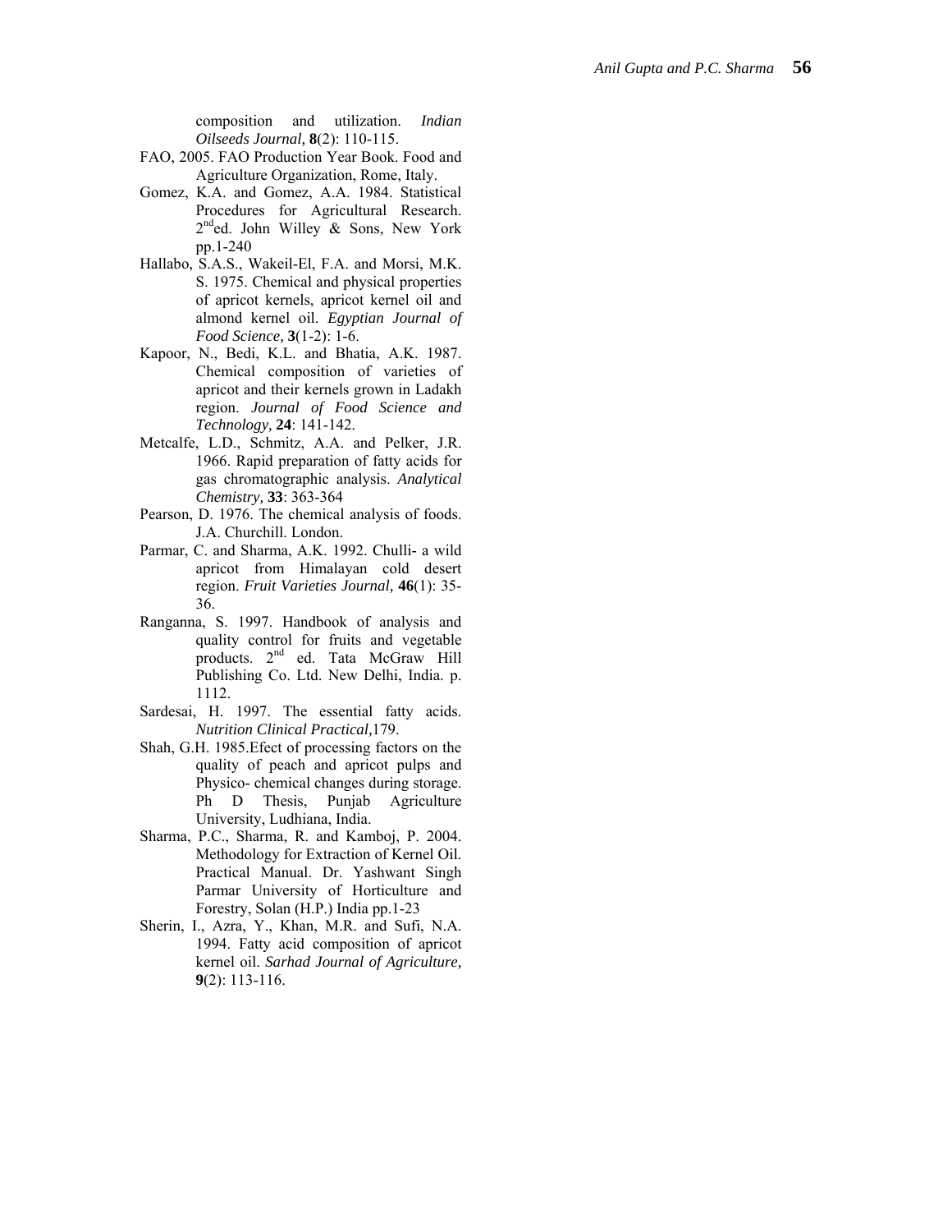composition and utilization. *Indian Oilseeds Journal,* **8**(2): 110-115.

FAO, 2005. FAO Production Year Book. Food and Agriculture Organization, Rome, Italy.

Gomez, K.A. and Gomez, A.A. 1984. Statistical Procedures for Agricultural Research. 2nd ed. John Willey & Sons, New York pp.1-240

Hallabo, S.A.S., Wakeil-El, F.A. and Morsi, M.K. S. 1975. Chemical and physical properties of apricot kernels, apricot kernel oil and almond kernel oil. *Egyptian Journal of Food Science,* **3**(1-2): 1-6.

Kapoor, N., Bedi, K.L. and Bhatia, A.K. 1987. Chemical composition of varieties of apricot and their kernels grown in Ladakh region. *Journal of Food Science and Technology,* **24**: 141-142.

Metcalfe, L.D., Schmitz, A.A. and Pelker, J.R. 1966. Rapid preparation of fatty acids for gas chromatographic analysis. *Analytical Chemistry,* **33**: 363-364

Pearson, D. 1976. The chemical analysis of foods. J.A. Churchill. London.

Parmar, C. and Sharma, A.K. 1992. Chulli- a wild apricot from Himalayan cold desert region. *Fruit Varieties Journal,* **46**(1): 35-36.

Ranganna, S. 1997. Handbook of analysis and quality control for fruits and vegetable products. 2nd ed. Tata McGraw Hill Publishing Co. Ltd. New Delhi, India. p. 1112.

Sardesai, H. 1997. The essential fatty acids. *Nutrition Clinical Practical,*179.

Shah, G.H. 1985.Efect of processing factors on the quality of peach and apricot pulps and Physico- chemical changes during storage. Ph D Thesis, Punjab Agriculture University, Ludhiana, India.

Sharma, P.C., Sharma, R. and Kamboj, P. 2004. Methodology for Extraction of Kernel Oil. Practical Manual. Dr. Yashwant Singh Parmar University of Horticulture and Forestry, Solan (H.P.) India pp.1-23

Sherin, I., Azra, Y., Khan, M.R. and Sufi, N.A. 1994. Fatty acid composition of apricot kernel oil. *Sarhad Journal of Agriculture,* **9**(2): 113-116.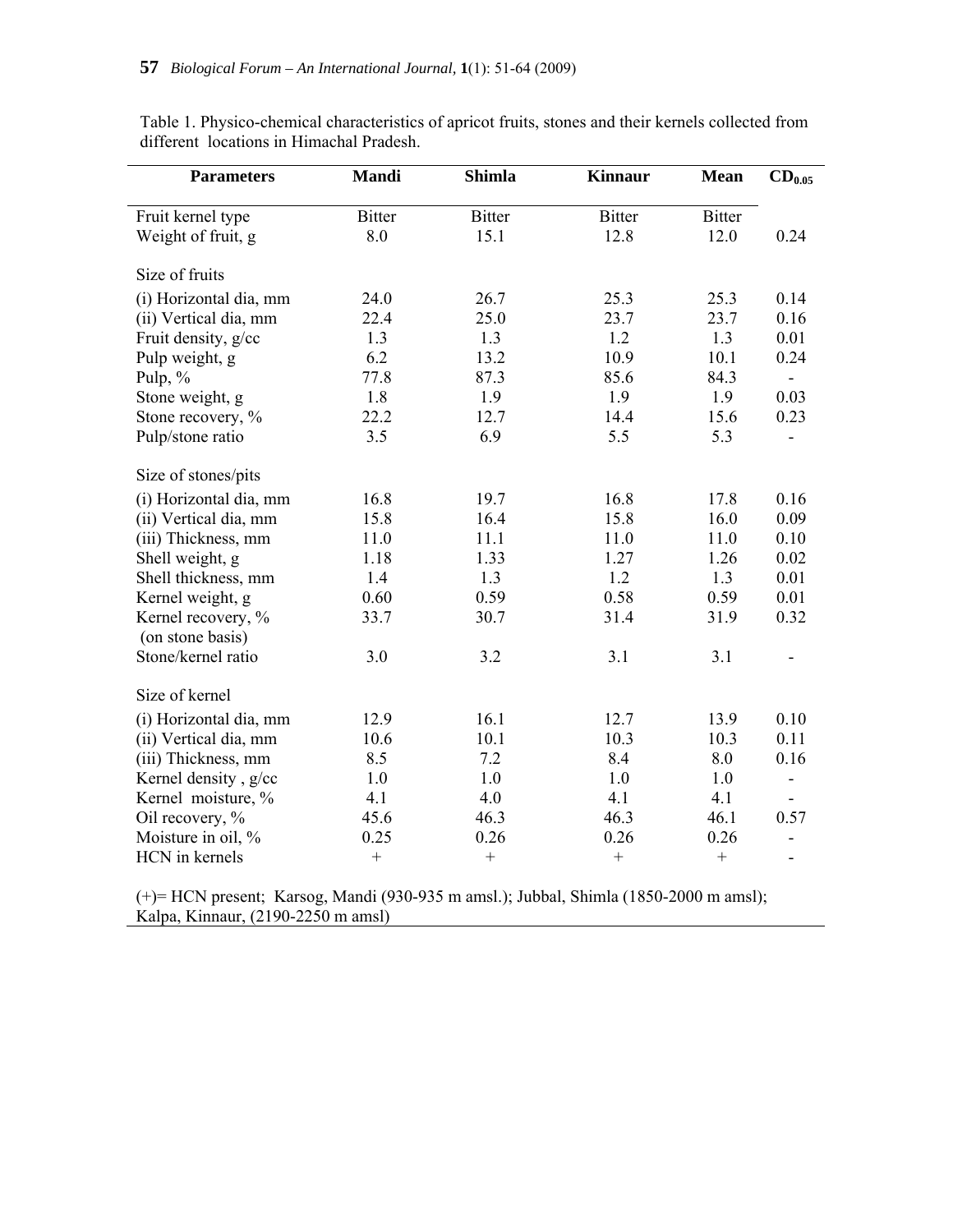Table 1. Physico-chemical characteristics of apricot fruits, stones and their kernels collected from different locations in Himachal Pradesh.

| Parameters | Mandi | Shimla | Kinnaur | Mean | $CD_{0.05}$ |
|---|---|---|---|---|---|
| Fruit kernel type | Bitter | Bitter | Bitter | Bitter | |
| Weight of fruit, g | 8.0 | 15.1 | 12.8 | 12.0 | 0.24 |
| Size of fruits | | | | | |
| (i) Horizontal dia, mm | 24.0 | 26.7 | 25.3 | 25.3 | 0.14 |
| (ii) Vertical dia, mm | 22.4 | 25.0 | 23.7 | 23.7 | 0.16 |
| Fruit density, g/cc | 1.3 | 1.3 | 1.2 | 1.3 | 0.01 |
| Pulp weight, g | 6.2 | 13.2 | 10.9 | 10.1 | 0.24 |
| Pulp, % | 77.8 | 87.3 | 85.6 | 84.3 | - |
| Stone weight, g | 1.8 | 1.9 | 1.9 | 1.9 | 0.03 |
| Stone recovery, % | 22.2 | 12.7 | 14.4 | 15.6 | 0.23 |
| Pulp/stone ratio | 3.5 | 6.9 | 5.5 | 5.3 | - |
| Size of stones/pits | | | | | |
| (i) Horizontal dia, mm | 16.8 | 19.7 | 16.8 | 17.8 | 0.16 |
| (ii) Vertical dia, mm | 15.8 | 16.4 | 15.8 | 16.0 | 0.09 |
| (iii) Thickness, mm | 11.0 | 11.1 | 11.0 | 11.0 | 0.10 |
| Shell weight, g | 1.18 | 1.33 | 1.27 | 1.26 | 0.02 |
| Shell thickness, mm | 1.4 | 1.3 | 1.2 | 1.3 | 0.01 |
| Kernel weight, g | 0.60 | 0.59 | 0.58 | 0.59 | 0.01 |
| Kernel recovery, % (on stone basis) | 33.7 | 30.7 | 31.4 | 31.9 | 0.32 |
| Stone/kernel ratio | 3.0 | 3.2 | 3.1 | 3.1 | - |
| Size of kernel | | | | | |
| (i) Horizontal dia, mm | 12.9 | 16.1 | 12.7 | 13.9 | 0.10 |
| (ii) Vertical dia, mm | 10.6 | 10.1 | 10.3 | 10.3 | 0.11 |
| (iii) Thickness, mm | 8.5 | 7.2 | 8.4 | 8.0 | 0.16 |
| Kernel density , g/cc | 1.0 | 1.0 | 1.0 | 1.0 | - |
| Kernel moisture, % | 4.1 | 4.0 | 4.1 | 4.1 | - |
| Oil recovery, % | 45.6 | 46.3 | 46.3 | 46.1 | 0.57 |
| Moisture in oil, % | 0.25 | 0.26 | 0.26 | 0.26 | - |
| HCN in kernels | + | + | + | + | - |

(+)= HCN present; Karsog, Mandi (930-935 m amsl.); Jubbal, Shimla (1850-2000 m amsl); Kalpa, Kinnaur, (2190-2250 m amsl)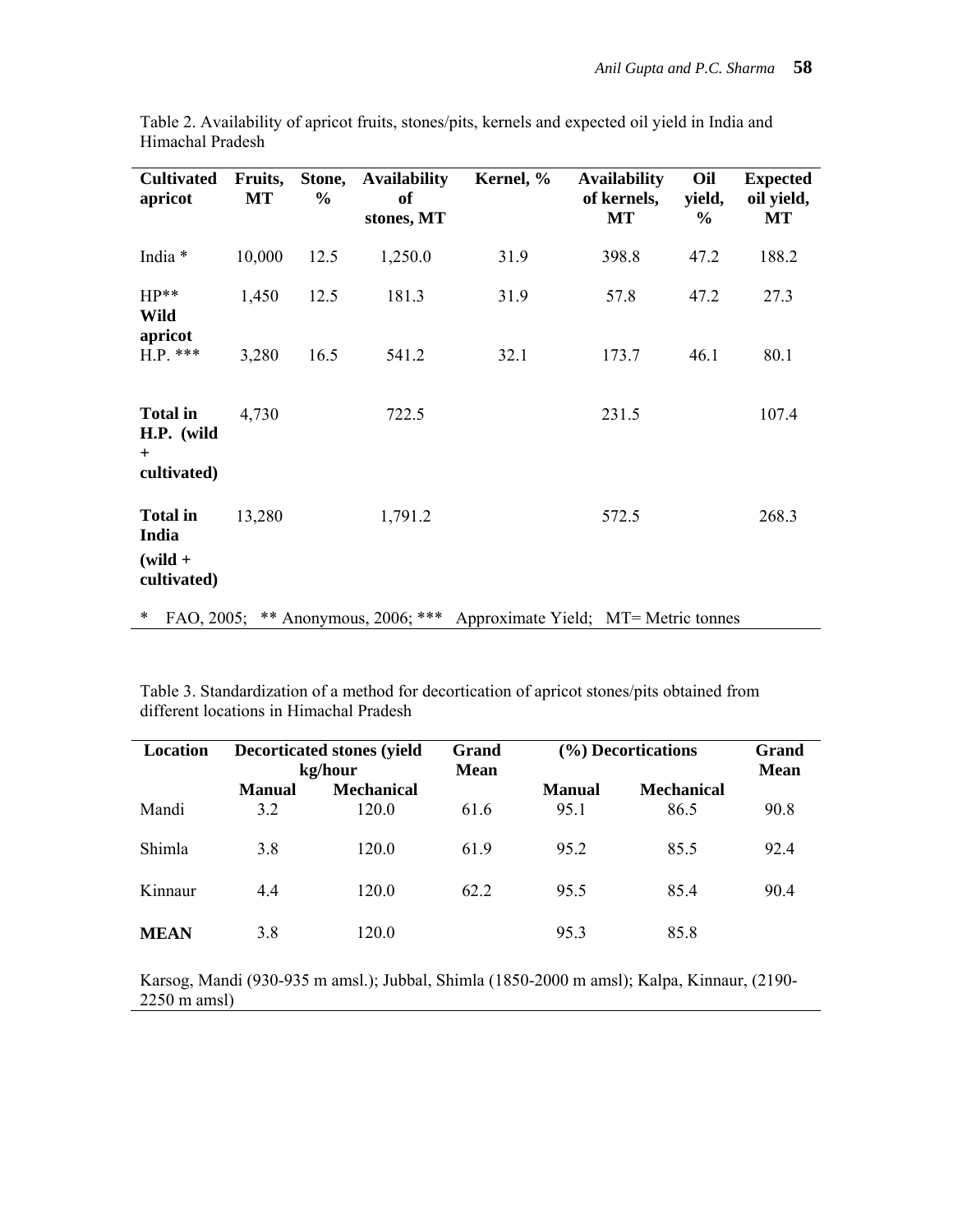Table 2. Availability of apricot fruits, stones/pits, kernels and expected oil yield in India and Himachal Pradesh

| Cultivated apricot | Fruits, MT | Stone, % | Availability of stones, MT | Kernel, % | Availability of kernels, MT | Oil yield, % | Expected oil yield, MT |
|---|---|---|---|---|---|---|---|
| India * | 10,000 | 12.5 | 1,250.0 | 31.9 | 398.8 | 47.2 | 188.2 |
| HP** | 1,450 | 12.5 | 181.3 | 31.9 | 57.8 | 47.2 | 27.3 |
| **Wild apricot** | | | | | | | |
| H.P. *** | 3,280 | 16.5 | 541.2 | 32.1 | 173.7 | 46.1 | 80.1 |
| **Total in H.P. (wild + cultivated)** | 4,730 | | 722.5 | | 231.5 | | 107.4 |
| **Total in India (wild + cultivated)** | 13,280 | | 1,791.2 | | 572.5 | | 268.3 |

\* FAO, 2005; ** Anonymous, 2006; *** Approximate Yield; MT= Metric tonnes

Table 3. Standardization of a method for decortication of apricot stones/pits obtained from different locations in Himachal Pradesh

| Location | Decorticated stones (yield kg/hour | | Grand Mean | (%) Decortications | | Grand Mean |
|---|---|---|---|---|---|---|
| | Manual | Mechanical | | Manual | Mechanical | |
| Mandi | 3.2 | 120.0 | 61.6 | 95.1 | 86.5 | 90.8 |
| Shimla | 3.8 | 120.0 | 61.9 | 95.2 | 85.5 | 92.4 |
| Kinnaur | 4.4 | 120.0 | 62.2 | 95.5 | 85.4 | 90.4 |
| **MEAN** | 3.8 | 120.0 | | 95.3 | 85.8 | |

Karsog, Mandi (930-935 m amsl.); Jubbal, Shimla (1850-2000 m amsl); Kalpa, Kinnaur, (2190-2250 m amsl)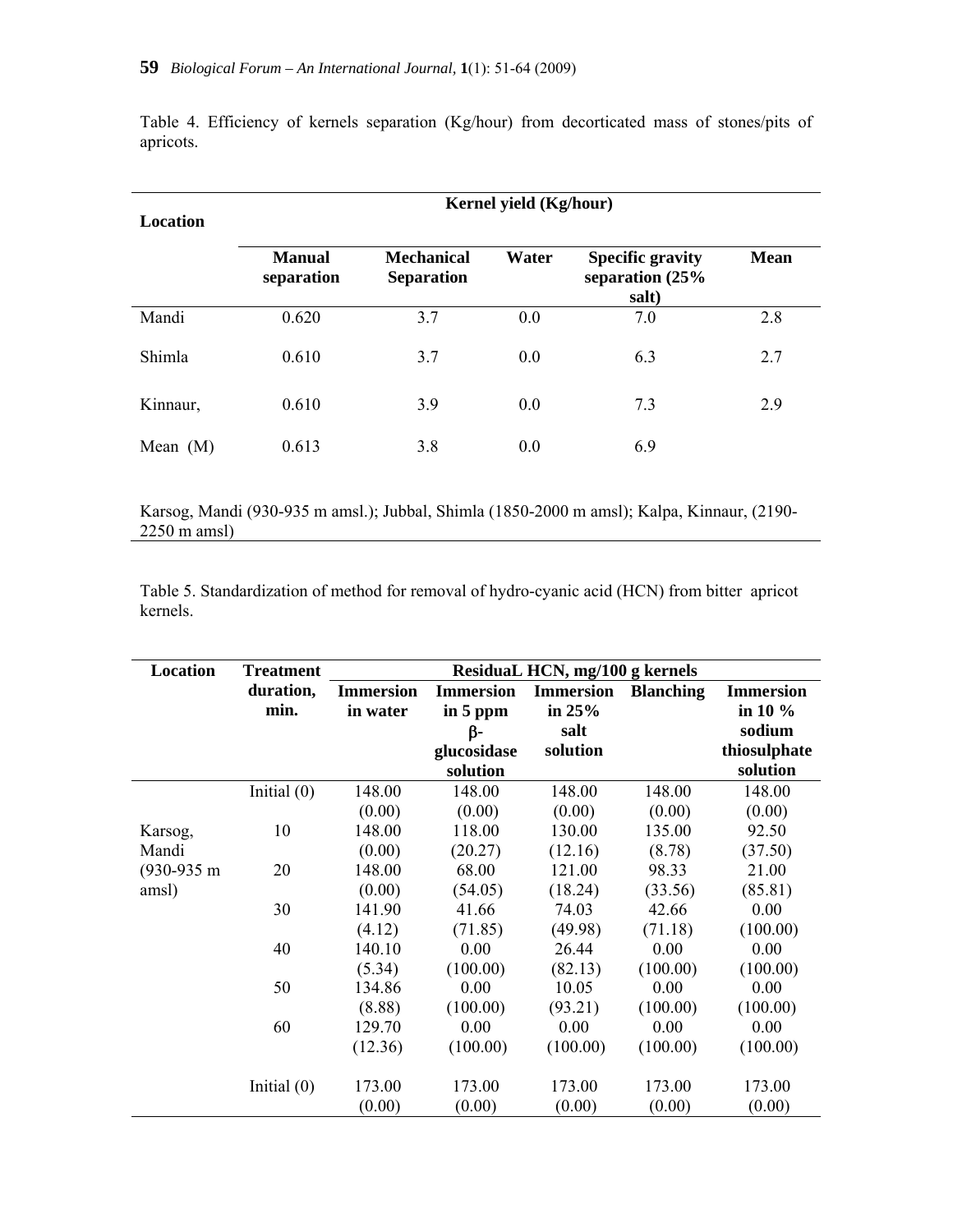Table 4. Efficiency of kernels separation (Kg/hour) from decorticated mass of stones/pits of apricots.

| Location | Kernel yield (Kg/hour) | | | | |
|---|---|---|---|---|---|
| | **Manual separation** | **Mechanical Separation** | **Water** | **Specific gravity separation (25% salt)** | **Mean** |
| Mandi | 0.620 | 3.7 | 0.0 | 7.0 | 2.8 |
| Shimla | 0.610 | 3.7 | 0.0 | 6.3 | 2.7 |
| Kinnaur, | 0.610 | 3.9 | 0.0 | 7.3 | 2.9 |
| Mean (M) | 0.613 | 3.8 | 0.0 | 6.9 | |

Karsog, Mandi (930-935 m amsl.); Jubbal, Shimla (1850-2000 m amsl); Kalpa, Kinnaur, (2190-2250 m amsl)

Table 5. Standardization of method for removal of hydro-cyanic acid (HCN) from bitter apricot kernels.

| Location | Treatment duration, min. | ResiduaL HCN, mg/100 g kernels | | | | |
|---|---|---|---|---|---|---|
| | | **Immersion in water** | **Immersion in 5 ppm β-glucosidase solution** | **Immersion in 25% salt solution** | **Blanching** | **Immersion in 10 % sodium thiosulphate solution** |
| Karsog, Mandi (930-935 m amsl) | Initial (0) | 148.00 (0.00) | 148.00 (0.00) | 148.00 (0.00) | 148.00 (0.00) | 148.00 (0.00) |
| | 10 | 148.00 (0.00) | 118.00 (20.27) | 130.00 (12.16) | 135.00 (8.78) | 92.50 (37.50) |
| | 20 | 148.00 (0.00) | 68.00 (54.05) | 121.00 (18.24) | 98.33 (33.56) | 21.00 (85.81) |
| | 30 | 141.90 (4.12) | 41.66 (71.85) | 74.03 (49.98) | 42.66 (71.18) | 0.00 (100.00) |
| | 40 | 140.10 (5.34) | 0.00 (100.00) | 26.44 (82.13) | 0.00 (100.00) | 0.00 (100.00) |
| | 50 | 134.86 (8.88) | 0.00 (100.00) | 10.05 (93.21) | 0.00 (100.00) | 0.00 (100.00) |
| | 60 | 129.70 (12.36) | 0.00 (100.00) | 0.00 (100.00) | 0.00 (100.00) | 0.00 (100.00) |
| | Initial (0) | 173.00 (0.00) | 173.00 (0.00) | 173.00 (0.00) | 173.00 (0.00) | 173.00 (0.00) |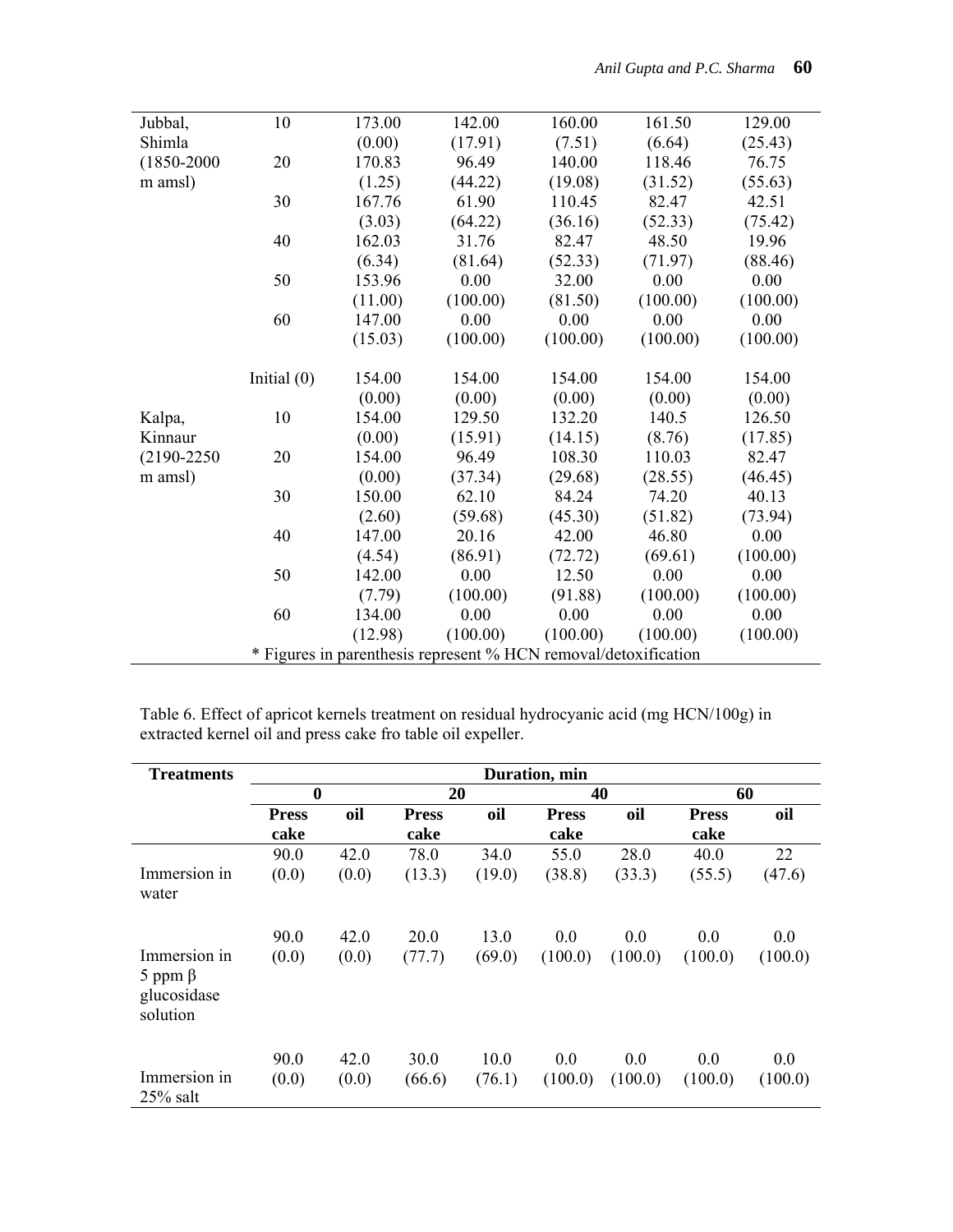| | | | | | | |
|---|---|---|---|---|---|---|
| Jubbal, Shimla (1850-2000 m amsl) | 10 | 173.00 (0.00) | 142.00 (17.91) | 160.00 (7.51) | 161.50 (6.64) | 129.00 (25.43) |
| | 20 | 170.83 (1.25) | 96.49 (44.22) | 140.00 (19.08) | 118.46 (31.52) | 76.75 (55.63) |
| | 30 | 167.76 (3.03) | 61.90 (64.22) | 110.45 (36.16) | 82.47 (52.33) | 42.51 (75.42) |
| | 40 | 162.03 (6.34) | 31.76 (81.64) | 82.47 (52.33) | 48.50 (71.97) | 19.96 (88.46) |
| | 50 | 153.96 (11.00) | 0.00 (100.00) | 32.00 (81.50) | 0.00 (100.00) | 0.00 (100.00) |
| | 60 | 147.00 (15.03) | 0.00 (100.00) | 0.00 (100.00) | 0.00 (100.00) | 0.00 (100.00) |
| | Initial (0) | 154.00 (0.00) | 154.00 (0.00) | 154.00 (0.00) | 154.00 (0.00) | 154.00 (0.00) |
| Kalpa, Kinnaur (2190-2250 m amsl) | 10 | 154.00 (0.00) | 129.50 (15.91) | 132.20 (14.15) | 140.5 (8.76) | 126.50 (17.85) |
| | 20 | 154.00 (0.00) | 96.49 (37.34) | 108.30 (29.68) | 110.03 (28.55) | 82.47 (46.45) |
| | 30 | 150.00 (2.60) | 62.10 (59.68) | 84.24 (45.30) | 74.20 (51.82) | 40.13 (73.94) |
| | 40 | 147.00 (4.54) | 20.16 (86.91) | 42.00 (72.72) | 46.80 (69.61) | 0.00 (100.00) |
| | 50 | 142.00 (7.79) | 0.00 (100.00) | 12.50 (91.88) | 0.00 (100.00) | 0.00 (100.00) |
| | 60 | 134.00 (12.98) | 0.00 (100.00) | 0.00 (100.00) | 0.00 (100.00) | 0.00 (100.00) |

* Figures in parenthesis represent % HCN removal/detoxification

Table 6. Effect of apricot kernels treatment on residual hydrocyanic acid (mg HCN/100g) in extracted kernel oil and press cake fro table oil expeller.

| **Treatments** | **Duration, min** | | | | | | | |
|---|---|---|---|---|---|---|---|---|
| | **0** | | **20** | | **40** | | **60** | |
| | **Press cake** | **oil** | **Press cake** | **oil** | **Press cake** | **oil** | **Press cake** | **oil** |
| Immersion in water | 90.0 (0.0) | 42.0 (0.0) | 78.0 (13.3) | 34.0 (19.0) | 55.0 (38.8) | 28.0 (33.3) | 40.0 (55.5) | 22 (47.6) |
| Immersion in 5 ppm β glucosidase solution | 90.0 (0.0) | 42.0 (0.0) | 20.0 (77.7) | 13.0 (69.0) | 0.0 (100.0) | 0.0 (100.0) | 0.0 (100.0) | 0.0 (100.0) |
| Immersion in 25% salt | 90.0 (0.0) | 42.0 (0.0) | 30.0 (66.6) | 10.0 (76.1) | 0.0 (100.0) | 0.0 (100.0) | 0.0 (100.0) | 0.0 (100.0) |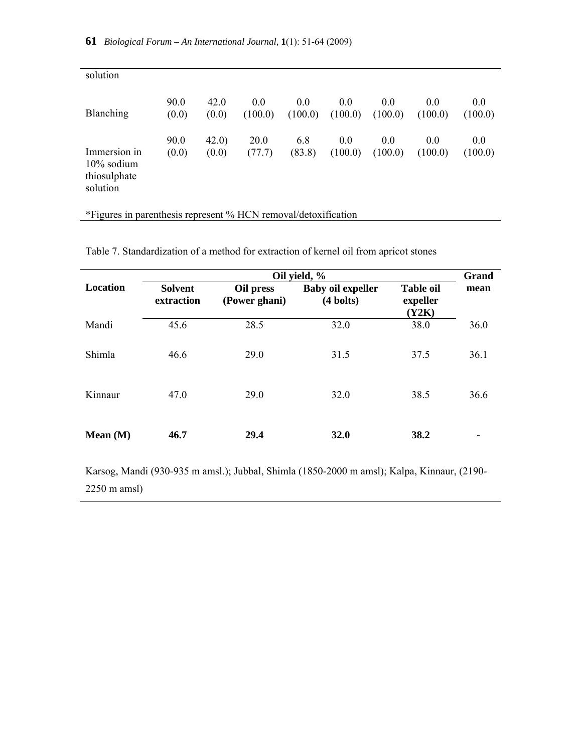| solution | | | | | | | | |
|---|---|---|---|---|---|---|---|---|
| Blanching | 90.0 (0.0) | 42.0 (0.0) | 0.0 (100.0) | 0.0 (100.0) | 0.0 (100.0) | 0.0 (100.0) | 0.0 (100.0) | 0.0 (100.0) |
| Immersion in 10% sodium thiosulphate solution | 90.0 (0.0) | 42.0) (0.0) | 20.0 (77.7) | 6.8 (83.8) | 0.0 (100.0) | 0.0 (100.0) | 0.0 (100.0) | 0.0 (100.0) |

*Figures in parenthesis represent % HCN removal/detoxification

Table 7. Standardization of a method for extraction of kernel oil from apricot stones

| Location | Oil yield, % | | | | Grand mean |
|---|---|---|---|---|---|
| | **Solvent extraction** | **Oil press (Power ghani)** | **Baby oil expeller (4 bolts)** | **Table oil expeller (Y2K)** | |
| Mandi | 45.6 | 28.5 | 32.0 | 38.0 | 36.0 |
| Shimla | 46.6 | 29.0 | 31.5 | 37.5 | 36.1 |
| Kinnaur | 47.0 | 29.0 | 32.0 | 38.5 | 36.6 |
| **Mean (M)** | **46.7** | **29.4** | **32.0** | **38.2** | **-** |

Karsog, Mandi (930-935 m amsl.); Jubbal, Shimla (1850-2000 m amsl); Kalpa, Kinnaur, (2190-2250 m amsl)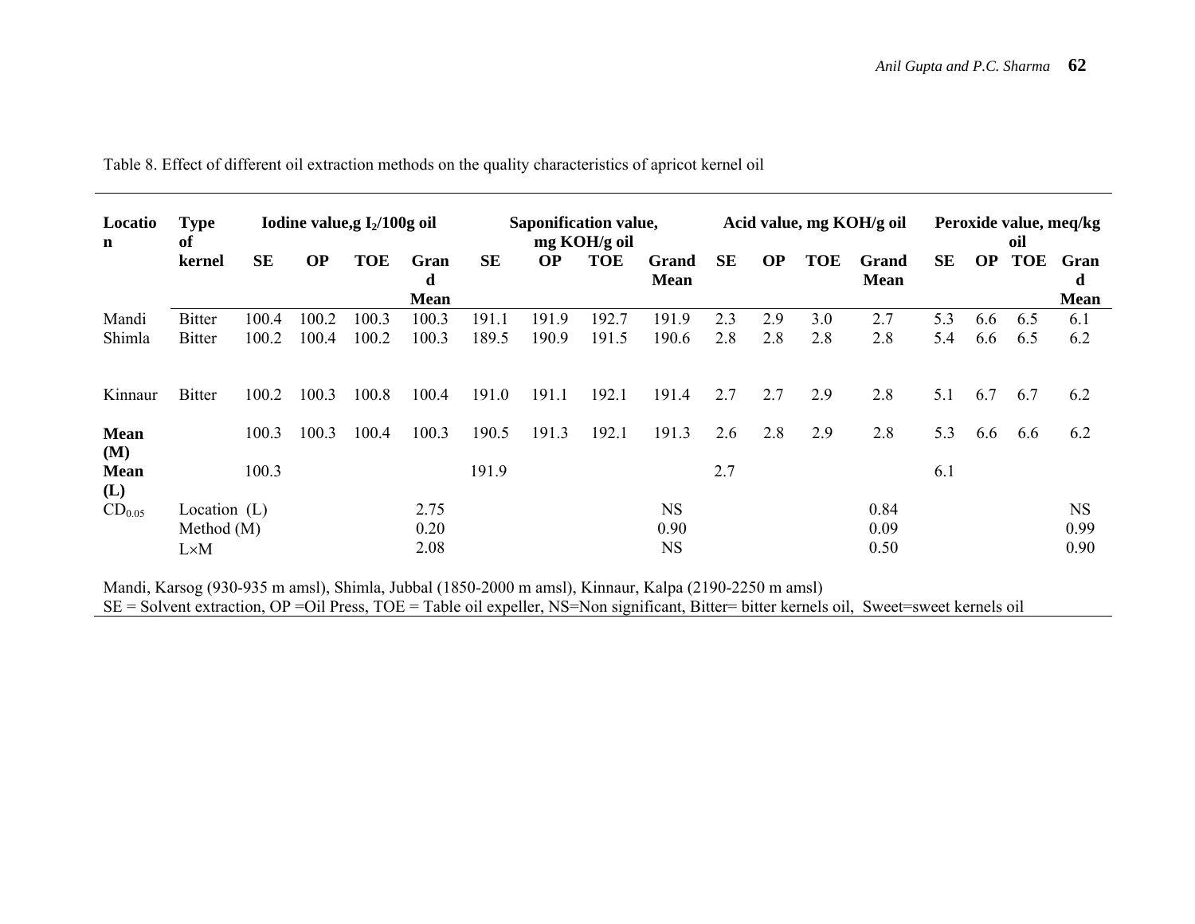Table 8. Effect of different oil extraction methods on the quality characteristics of apricot kernel oil

| Location | Type of kernel | Iodine value, g $I_2$/100g oil | | | | Saponification value, mg KOH/g oil | | | | Acid value, mg KOH/g oil | | | | Peroxide value, meq/kg oil | | | |
|---|---|---|---|---|---|---|---|---|---|---|---|---|---|---|---|---|---|
| | | SE | OP | TOE | Grand Mean | SE | OP | TOE | Grand Mean | SE | OP | TOE | Grand Mean | SE | OP | TOE | Grand Mean |
| Mandi | Bitter | 100.4 | 100.2 | 100.3 | 100.3 | 191.1 | 191.9 | 192.7 | 191.9 | 2.3 | 2.9 | 3.0 | 2.7 | 5.3 | 6.6 | 6.5 | 6.1 |
| Shimla | Bitter | 100.2 | 100.4 | 100.2 | 100.3 | 189.5 | 190.9 | 191.5 | 190.6 | 2.8 | 2.8 | 2.8 | 2.8 | 5.4 | 6.6 | 6.5 | 6.2 |
| Kinnaur | Bitter | 100.2 | 100.3 | 100.8 | 100.4 | 191.0 | 191.1 | 192.1 | 191.4 | 2.7 | 2.7 | 2.9 | 2.8 | 5.1 | 6.7 | 6.7 | 6.2 |
| **Mean (M)** | | 100.3 | 100.3 | 100.4 | 100.3 | 190.5 | 191.3 | 192.1 | 191.3 | 2.6 | 2.8 | 2.9 | 2.8 | 5.3 | 6.6 | 6.6 | 6.2 |
| **Mean (L)** | | 100.3 | | | | 191.9 | | | | 2.7 | | | | 6.1 | | | |
| $CD_{0.05}$ | Location (L) | | | | 2.75 | | | | NS | | | | 0.84 | | | | NS |
| | Method (M) | | | | 0.20 | | | | 0.90 | | | | 0.09 | | | | 0.99 |
| | L×M | | | | 2.08 | | | | NS | | | | 0.50 | | | | 0.90 |

Mandi, Karsog (930-935 m amsl), Shimla, Jubbal (1850-2000 m amsl), Kinnaur, Kalpa (2190-2250 m amsl)
SE = Solvent extraction, OP =Oil Press, TOE = Table oil expeller, NS=Non significant, Bitter= bitter kernels oil, Sweet=sweet kernels oil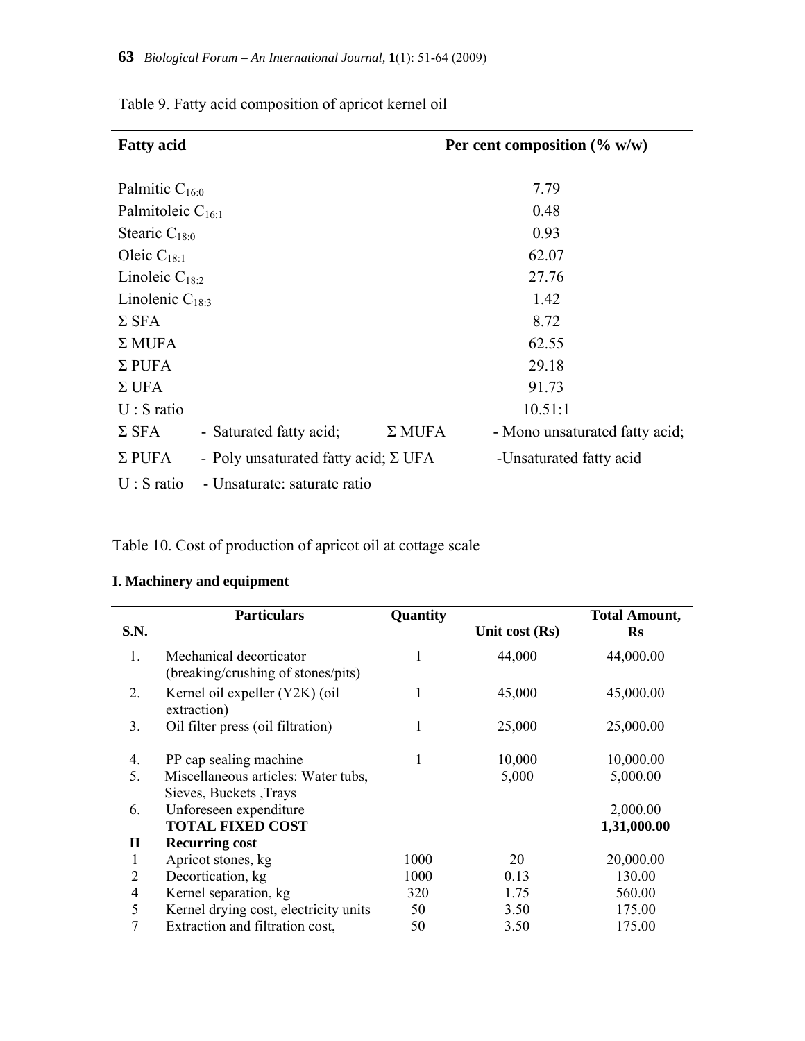Table 9. Fatty acid composition of apricot kernel oil

| Fatty acid | Per cent composition (% w/w) |
|---|---|
| Palmitic $C_{16:0}$ | 7.79 |
| Palmitoleic $C_{16:1}$ | 0.48 |
| Stearic $C_{18:0}$ | 0.93 |
| Oleic $C_{18:1}$ | 62.07 |
| Linoleic $C_{18:2}$ | 27.76 |
| Linolenic $C_{18:3}$ | 1.42 |
| Σ SFA | 8.72 |
| Σ MUFA | 62.55 |
| Σ PUFA | 29.18 |
| Σ UFA | 91.73 |
| U : S ratio | 10.51:1 |

Σ SFA - Saturated fatty acid; Σ MUFA - Mono unsaturated fatty acid;
Σ PUFA - Poly unsaturated fatty acid; Σ UFA -Unsaturated fatty acid
U : S ratio - Unsaturate: saturate ratio

Table 10. Cost of production of apricot oil at cottage scale

**I. Machinery and equipment**

| S.N. | Particulars | Quantity | Unit cost (Rs) | Total Amount, Rs |
|---|---|---|---|---|
| 1. | Mechanical decorticator (breaking/crushing of stones/pits) | 1 | 44,000 | 44,000.00 |
| 2. | Kernel oil expeller (Y2K) (oil extraction) | 1 | 45,000 | 45,000.00 |
| 3. | Oil filter press (oil filtration) | 1 | 25,000 | 25,000.00 |
| 4. | PP cap sealing machine | 1 | 10,000 | 10,000.00 |
| 5. | Miscellaneous articles: Water tubs, Sieves, Buckets ,Trays | | 5,000 | 5,000.00 |
| 6. | Unforeseen expenditure | | | 2,000.00 |
| | **TOTAL FIXED COST** | | | **1,31,000.00** |
| **II** | **Recurring cost** | | | |
| 1 | Apricot stones, kg | 1000 | 20 | 20,000.00 |
| 2 | Decortication, kg | 1000 | 0.13 | 130.00 |
| 4 | Kernel separation, kg | 320 | 1.75 | 560.00 |
| 5 | Kernel drying cost, electricity units | 50 | 3.50 | 175.00 |
| 7 | Extraction and filtration cost, | 50 | 3.50 | 175.00 |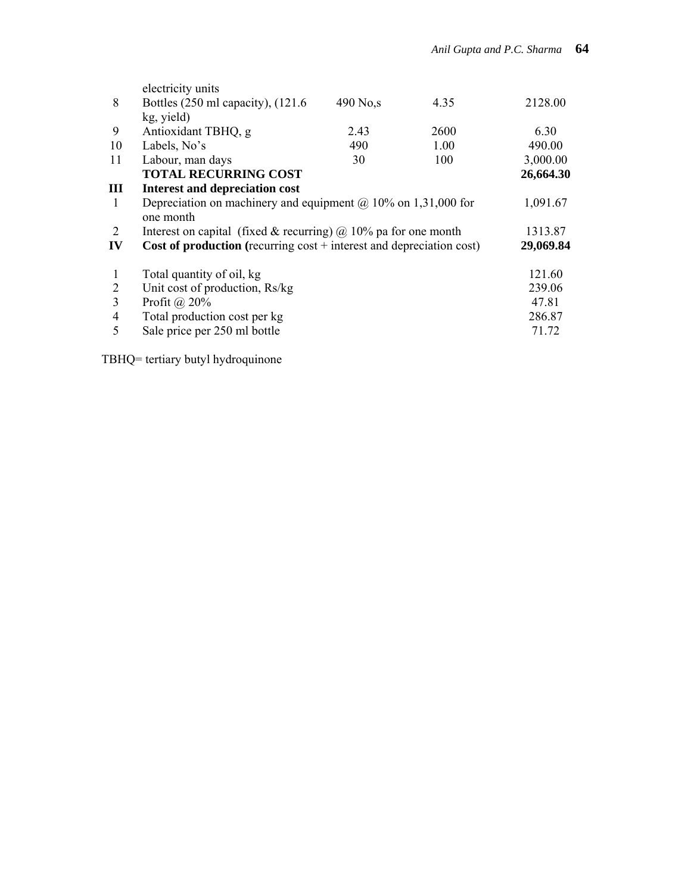| | | | | |
|---|---|---|---|---|
| | electricity units | | | |
| 8 | Bottles (250 ml capacity), (121.6 kg, yield) | 490 No,s | 4.35 | 2128.00 |
| 9 | Antioxidant TBHQ, g | 2.43 | 2600 | 6.30 |
| 10 | Labels, No's | 490 | 1.00 | 490.00 |
| 11 | Labour, man days | 30 | 100 | 3,000.00 |
| | **TOTAL RECURRING COST** | | | **26,664.30** |
| **III** | **Interest and depreciation cost** | | | |
| 1 | Depreciation on machinery and equipment @ 10% on 1,31,000 for one month | | | 1,091.67 |
| 2 | Interest on capital (fixed & recurring) @ 10% pa for one month | | | 1313.87 |
| **IV** | **Cost of production (**recurring cost + interest and depreciation cost) | | | **29,069.84** |
| 1 | Total quantity of oil, kg | | | 121.60 |
| 2 | Unit cost of production, Rs/kg | | | 239.06 |
| 3 | Profit @ 20% | | | 47.81 |
| 4 | Total production cost per kg | | | 286.87 |
| 5 | Sale price per 250 ml bottle | | | 71.72 |

TBHQ= tertiary butyl hydroquinone